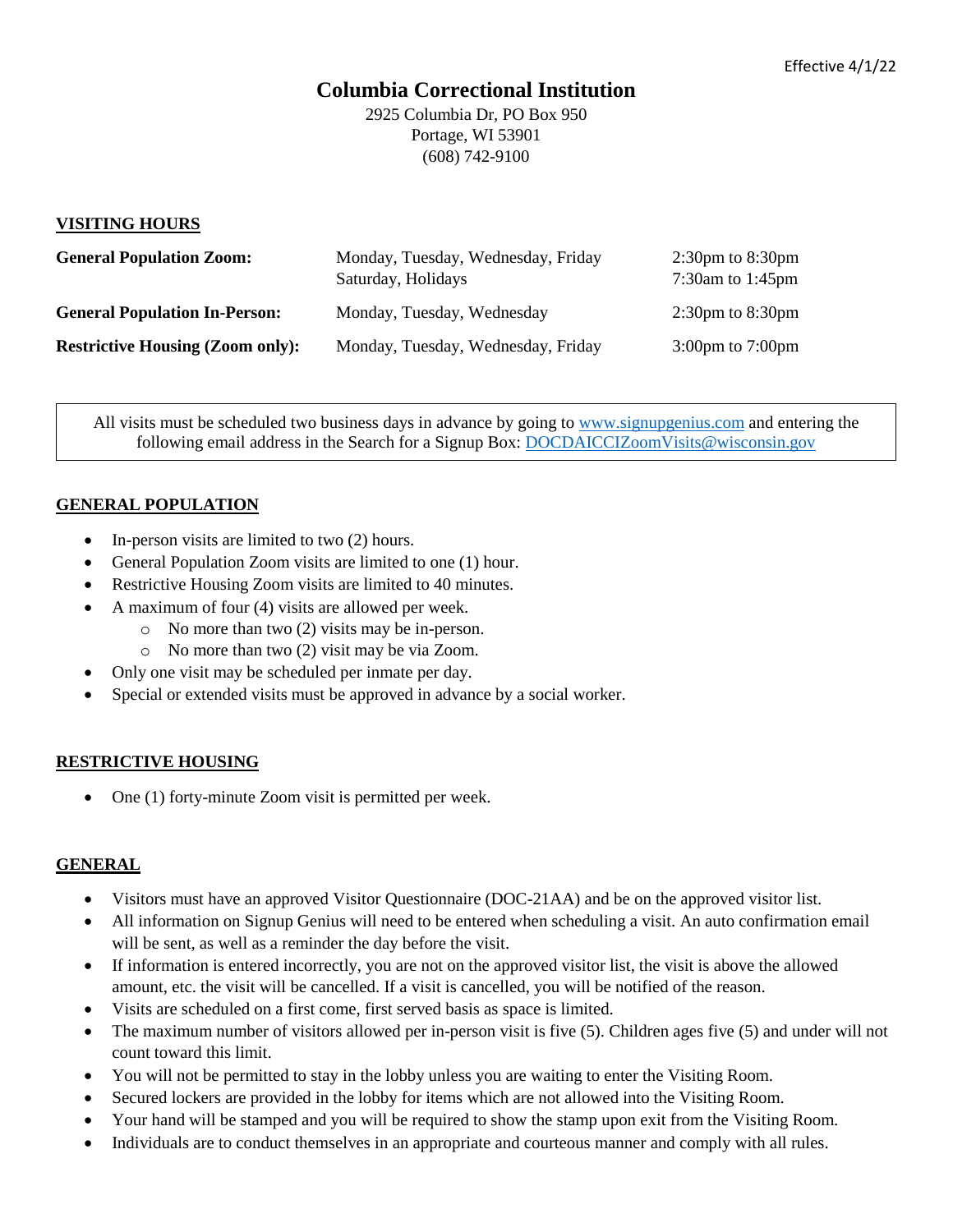Effective 4/1/22

# Columbia Correctional Institution

2925 Columbia Dr, PO Box 950
Portage, WI 53901
(608) 742-9100

## VISITING HOURS

| | | |
|---|---|---|
| **General Population Zoom:** | Monday, Tuesday, Wednesday, Friday | 2:30pm to 8:30pm |
| | Saturday, Holidays | 7:30am to 1:45pm |
| **General Population In-Person:** | Monday, Tuesday, Wednesday | 2:30pm to 8:30pm |
| **Restrictive Housing (Zoom only):** | Monday, Tuesday, Wednesday, Friday | 3:00pm to 7:00pm |

All visits must be scheduled two business days in advance by going to www.signupgenius.com and entering the following email address in the Search for a Signup Box: DOCDAICCIZoomVisits@wisconsin.gov

## GENERAL POPULATION

- In-person visits are limited to two (2) hours.
- General Population Zoom visits are limited to one (1) hour.
- Restrictive Housing Zoom visits are limited to 40 minutes.
- A maximum of four (4) visits are allowed per week.
  - No more than two (2) visits may be in-person.
  - No more than two (2) visit may be via Zoom.
- Only one visit may be scheduled per inmate per day.
- Special or extended visits must be approved in advance by a social worker.

## RESTRICTIVE HOUSING

- One (1) forty-minute Zoom visit is permitted per week.

## GENERAL

- Visitors must have an approved Visitor Questionnaire (DOC-21AA) and be on the approved visitor list.
- All information on Signup Genius will need to be entered when scheduling a visit. An auto confirmation email will be sent, as well as a reminder the day before the visit.
- If information is entered incorrectly, you are not on the approved visitor list, the visit is above the allowed amount, etc. the visit will be cancelled. If a visit is cancelled, you will be notified of the reason.
- Visits are scheduled on a first come, first served basis as space is limited.
- The maximum number of visitors allowed per in-person visit is five (5). Children ages five (5) and under will not count toward this limit.
- You will not be permitted to stay in the lobby unless you are waiting to enter the Visiting Room.
- Secured lockers are provided in the lobby for items which are not allowed into the Visiting Room.
- Your hand will be stamped and you will be required to show the stamp upon exit from the Visiting Room.
- Individuals are to conduct themselves in an appropriate and courteous manner and comply with all rules.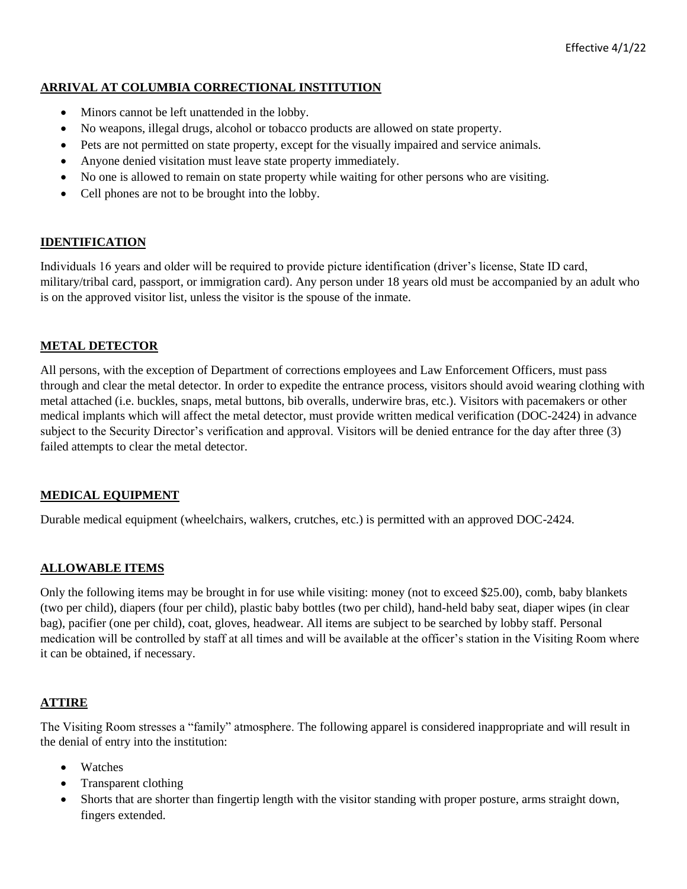Effective 4/1/22

## ARRIVAL AT COLUMBIA CORRECTIONAL INSTITUTION

- Minors cannot be left unattended in the lobby.
- No weapons, illegal drugs, alcohol or tobacco products are allowed on state property.
- Pets are not permitted on state property, except for the visually impaired and service animals.
- Anyone denied visitation must leave state property immediately.
- No one is allowed to remain on state property while waiting for other persons who are visiting.
- Cell phones are not to be brought into the lobby.

## IDENTIFICATION

Individuals 16 years and older will be required to provide picture identification (driver's license, State ID card, military/tribal card, passport, or immigration card). Any person under 18 years old must be accompanied by an adult who is on the approved visitor list, unless the visitor is the spouse of the inmate.

## METAL DETECTOR

All persons, with the exception of Department of corrections employees and Law Enforcement Officers, must pass through and clear the metal detector. In order to expedite the entrance process, visitors should avoid wearing clothing with metal attached (i.e. buckles, snaps, metal buttons, bib overalls, underwire bras, etc.). Visitors with pacemakers or other medical implants which will affect the metal detector, must provide written medical verification (DOC-2424) in advance subject to the Security Director's verification and approval. Visitors will be denied entrance for the day after three (3) failed attempts to clear the metal detector.

## MEDICAL EQUIPMENT

Durable medical equipment (wheelchairs, walkers, crutches, etc.) is permitted with an approved DOC-2424.

## ALLOWABLE ITEMS

Only the following items may be brought in for use while visiting: money (not to exceed $25.00), comb, baby blankets (two per child), diapers (four per child), plastic baby bottles (two per child), hand-held baby seat, diaper wipes (in clear bag), pacifier (one per child), coat, gloves, headwear. All items are subject to be searched by lobby staff. Personal medication will be controlled by staff at all times and will be available at the officer's station in the Visiting Room where it can be obtained, if necessary.

## ATTIRE

The Visiting Room stresses a "family" atmosphere. The following apparel is considered inappropriate and will result in the denial of entry into the institution:

- Watches
- Transparent clothing
- Shorts that are shorter than fingertip length with the visitor standing with proper posture, arms straight down, fingers extended.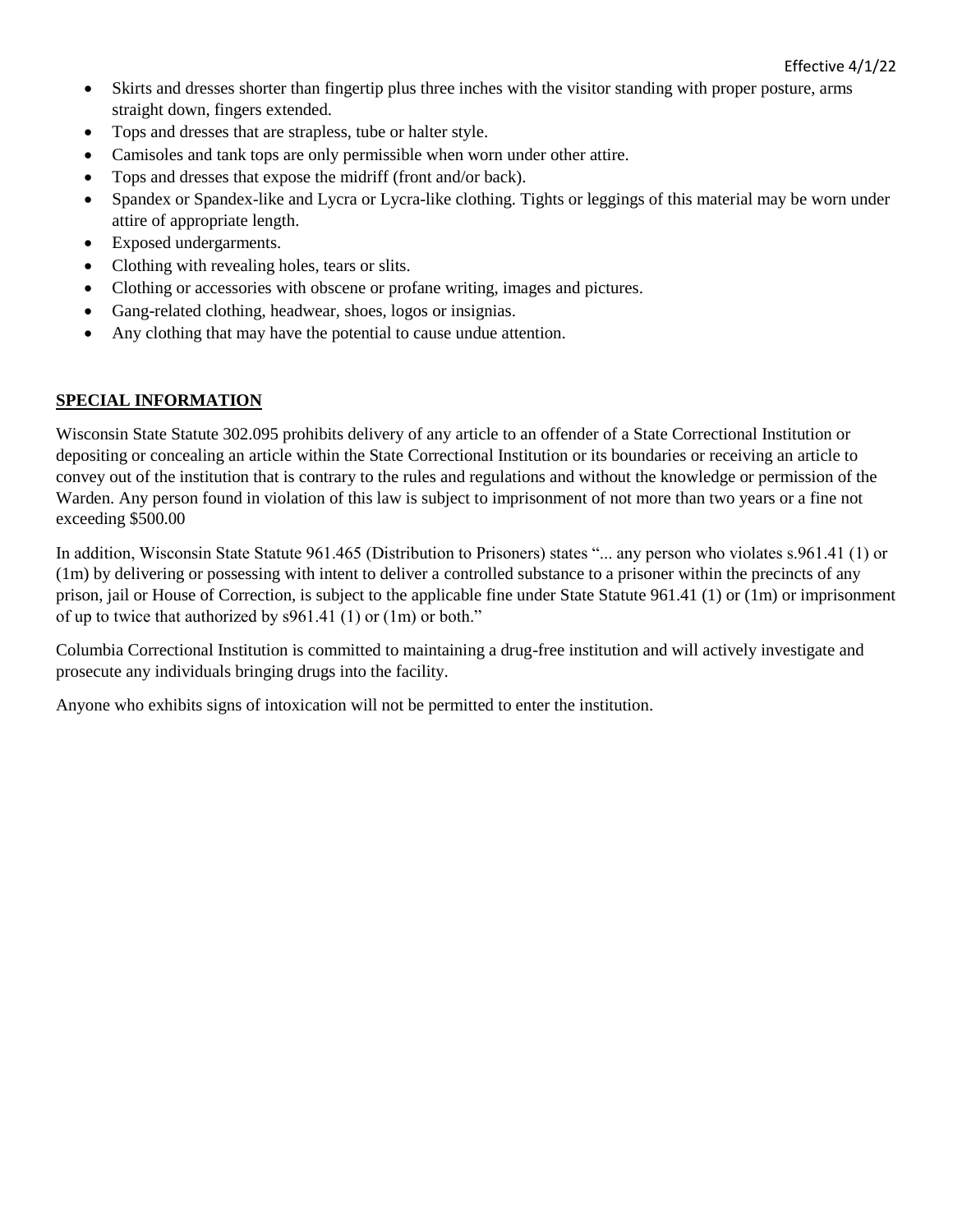Effective 4/1/22

- Skirts and dresses shorter than fingertip plus three inches with the visitor standing with proper posture, arms straight down, fingers extended.
- Tops and dresses that are strapless, tube or halter style.
- Camisoles and tank tops are only permissible when worn under other attire.
- Tops and dresses that expose the midriff (front and/or back).
- Spandex or Spandex-like and Lycra or Lycra-like clothing. Tights or leggings of this material may be worn under attire of appropriate length.
- Exposed undergarments.
- Clothing with revealing holes, tears or slits.
- Clothing or accessories with obscene or profane writing, images and pictures.
- Gang-related clothing, headwear, shoes, logos or insignias.
- Any clothing that may have the potential to cause undue attention.

## SPECIAL INFORMATION

Wisconsin State Statute 302.095 prohibits delivery of any article to an offender of a State Correctional Institution or depositing or concealing an article within the State Correctional Institution or its boundaries or receiving an article to convey out of the institution that is contrary to the rules and regulations and without the knowledge or permission of the Warden. Any person found in violation of this law is subject to imprisonment of not more than two years or a fine not exceeding $500.00

In addition, Wisconsin State Statute 961.465 (Distribution to Prisoners) states "... any person who violates s.961.41 (1) or (1m) by delivering or possessing with intent to deliver a controlled substance to a prisoner within the precincts of any prison, jail or House of Correction, is subject to the applicable fine under State Statute 961.41 (1) or (1m) or imprisonment of up to twice that authorized by s961.41 (1) or (1m) or both."

Columbia Correctional Institution is committed to maintaining a drug-free institution and will actively investigate and prosecute any individuals bringing drugs into the facility.

Anyone who exhibits signs of intoxication will not be permitted to enter the institution.